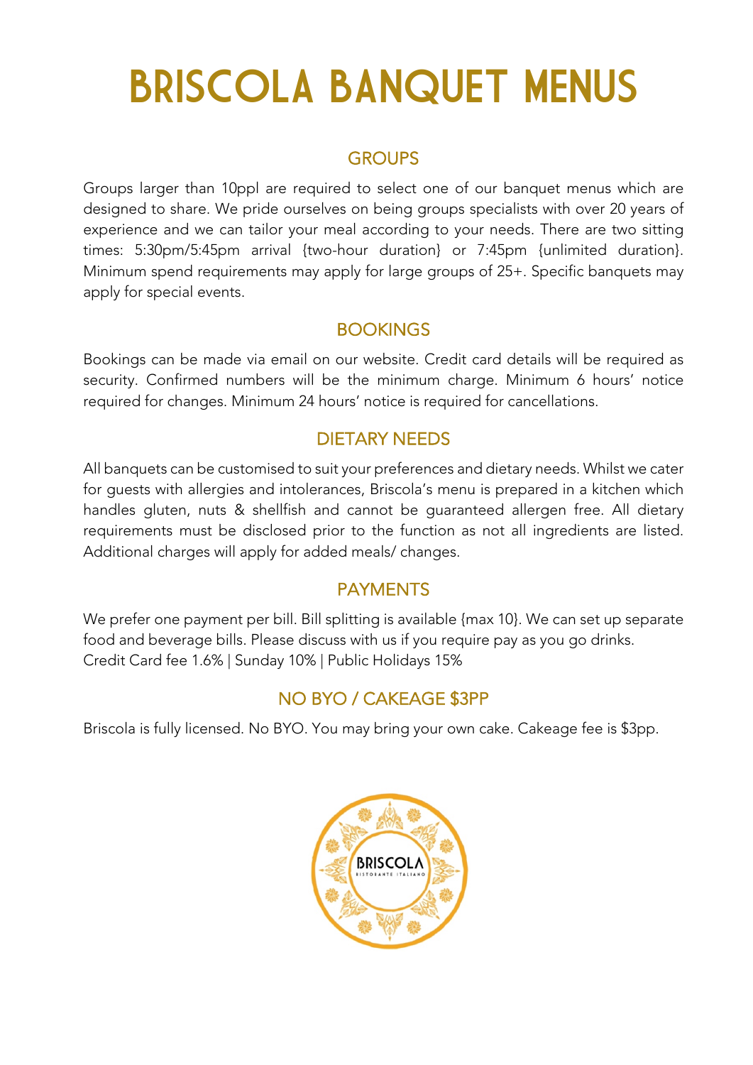# BRISCOLA BANQUET MENUS

## GROUPS

Groups larger than 10ppl are required to select one of our banquet menus which are designed to share. We pride ourselves on being groups specialists with over 20 years of experience and we can tailor your meal according to your needs. There are two sitting times: 5:30pm/5:45pm arrival {two-hour duration} or 7:45pm {unlimited duration}. Minimum spend requirements may apply for large groups of 25+. Specific banquets may apply for special events.

## BOOKINGS

Bookings can be made via email on our website. Credit card details will be required as security. Confirmed numbers will be the minimum charge. Minimum 6 hours' notice required for changes. Minimum 24 hours' notice is required for cancellations.

## DIETARY NEEDS

All banquets can be customised to suit your preferences and dietary needs. Whilst we cater for guests with allergies and intolerances, Briscola's menu is prepared in a kitchen which handles gluten, nuts & shellfish and cannot be guaranteed allergen free. All dietary requirements must be disclosed prior to the function as not all ingredients are listed. Additional charges will apply for added meals/ changes.

## PAYMENTS

We prefer one payment per bill. Bill splitting is available {max 10}. We can set up separate food and beverage bills. Please discuss with us if you require pay as you go drinks.
Credit Card fee 1.6% | Sunday 10% | Public Holidays 15%

## NO BYO / CAKEAGE $3PP

Briscola is fully licensed. No BYO. You may bring your own cake. Cakeage fee is $3pp.

BRISCOLA
RISTORANTE ITALIANO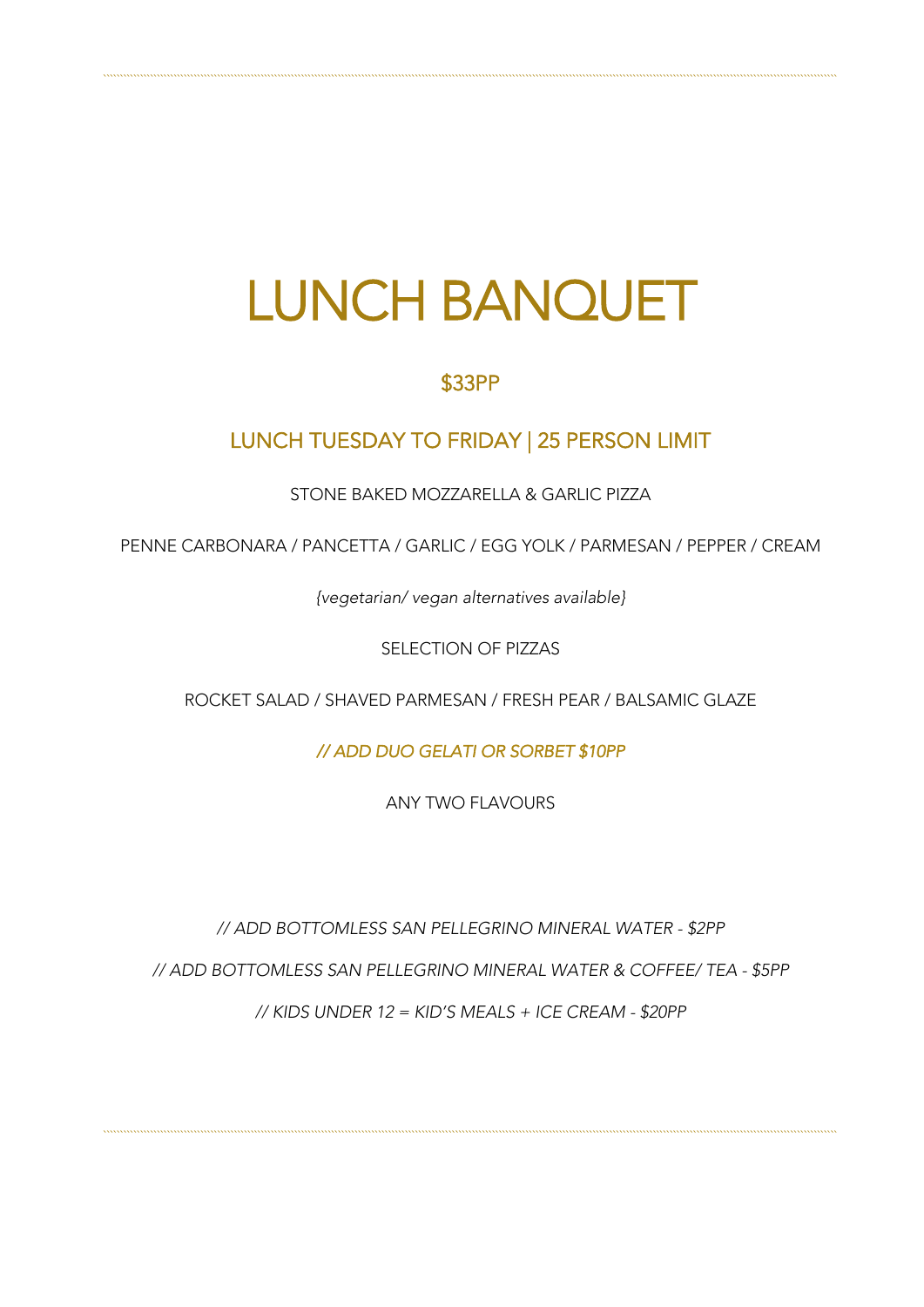# LUNCH BANQUET

## $33PP

## LUNCH TUESDAY TO FRIDAY | 25 PERSON LIMIT

STONE BAKED MOZZARELLA & GARLIC PIZZA

PENNE CARBONARA / PANCETTA / GARLIC / EGG YOLK / PARMESAN / PEPPER / CREAM

*{vegetarian/ vegan alternatives available}*

SELECTION OF PIZZAS

ROCKET SALAD / SHAVED PARMESAN / FRESH PEAR / BALSAMIC GLAZE

*// ADD DUO GELATI OR SORBET $10PP*

ANY TWO FLAVOURS

*// ADD BOTTOMLESS SAN PELLEGRINO MINERAL WATER - $2PP*

*// ADD BOTTOMLESS SAN PELLEGRINO MINERAL WATER & COFFEE/ TEA - $5PP*

*// KIDS UNDER 12 = KID'S MEALS + ICE CREAM - $20PP*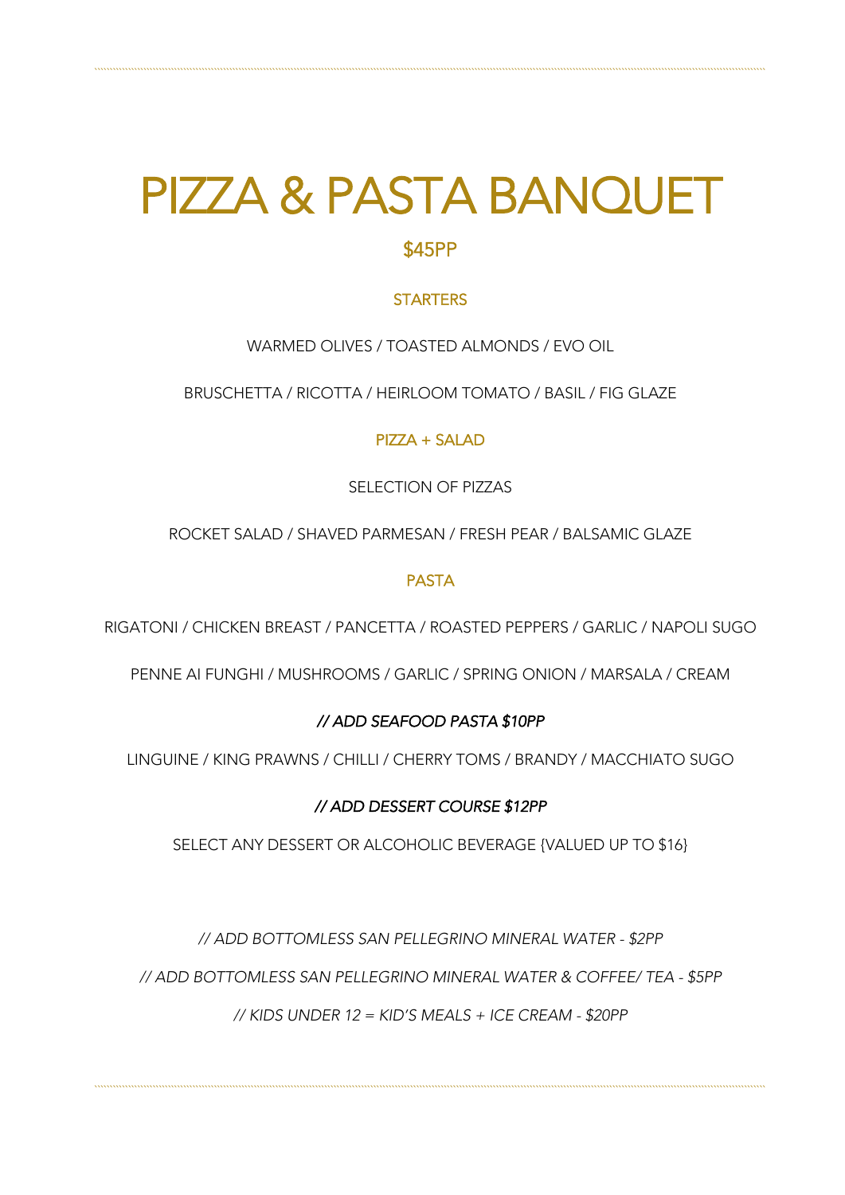# PIZZA & PASTA BANQUET

## $45PP

### STARTERS

WARMED OLIVES / TOASTED ALMONDS / EVO OIL

BRUSCHETTA / RICOTTA / HEIRLOOM TOMATO / BASIL / FIG GLAZE

### PIZZA + SALAD

SELECTION OF PIZZAS

ROCKET SALAD / SHAVED PARMESAN / FRESH PEAR / BALSAMIC GLAZE

### PASTA

RIGATONI / CHICKEN BREAST / PANCETTA / ROASTED PEPPERS / GARLIC / NAPOLI SUGO

PENNE AI FUNGHI / MUSHROOMS / GARLIC / SPRING ONION / MARSALA / CREAM

*// ADD SEAFOOD PASTA $10PP*

LINGUINE / KING PRAWNS / CHILLI / CHERRY TOMS / BRANDY / MACCHIATO SUGO

*// ADD DESSERT COURSE $12PP*

SELECT ANY DESSERT OR ALCOHOLIC BEVERAGE {VALUED UP TO $16}

*// ADD BOTTOMLESS SAN PELLEGRINO MINERAL WATER - $2PP*

*// ADD BOTTOMLESS SAN PELLEGRINO MINERAL WATER & COFFEE/ TEA - $5PP*

*// KIDS UNDER 12 = KID'S MEALS + ICE CREAM - $20PP*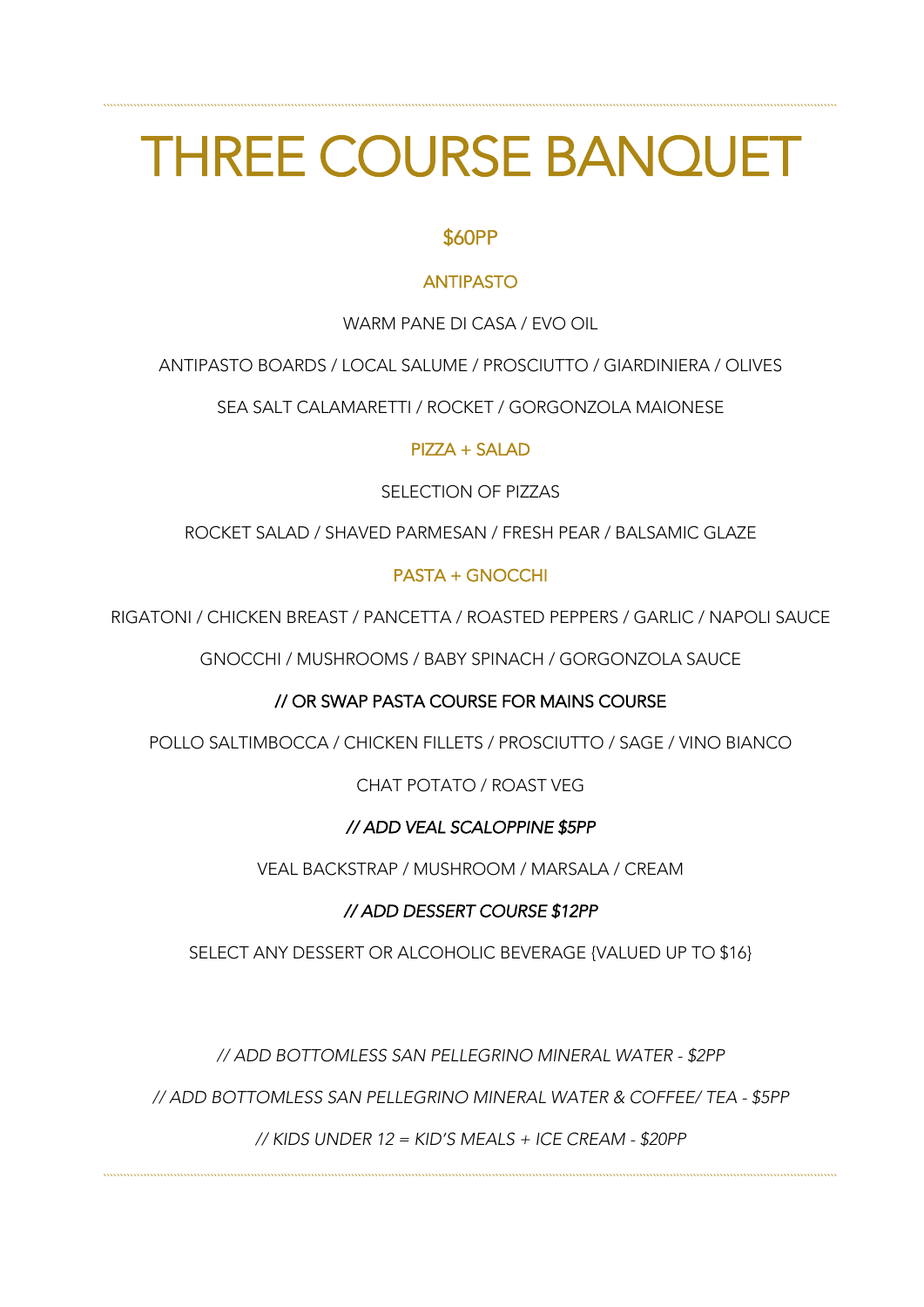# THREE COURSE BANQUET

## $60PP

### ANTIPASTO

WARM PANE DI CASA / EVO OIL

ANTIPASTO BOARDS / LOCAL SALUME / PROSCIUTTO / GIARDINIERA / OLIVES

SEA SALT CALAMARETTI / ROCKET / GORGONZOLA MAIONESE

### PIZZA + SALAD

SELECTION OF PIZZAS

ROCKET SALAD / SHAVED PARMESAN / FRESH PEAR / BALSAMIC GLAZE

### PASTA + GNOCCHI

RIGATONI / CHICKEN BREAST / PANCETTA / ROASTED PEPPERS / GARLIC / NAPOLI SAUCE

GNOCCHI / MUSHROOMS / BABY SPINACH / GORGONZOLA SAUCE

// OR SWAP PASTA COURSE FOR MAINS COURSE

POLLO SALTIMBOCCA / CHICKEN FILLETS / PROSCIUTTO / SAGE / VINO BIANCO

CHAT POTATO / ROAST VEG

*// ADD VEAL SCALOPPINE $5PP*

VEAL BACKSTRAP / MUSHROOM / MARSALA / CREAM

*// ADD DESSERT COURSE $12PP*

SELECT ANY DESSERT OR ALCOHOLIC BEVERAGE {VALUED UP TO $16}

*// ADD BOTTOMLESS SAN PELLEGRINO MINERAL WATER - $2PP*

*// ADD BOTTOMLESS SAN PELLEGRINO MINERAL WATER & COFFEE/ TEA - $5PP*

*// KIDS UNDER 12 = KID'S MEALS + ICE CREAM - $20PP*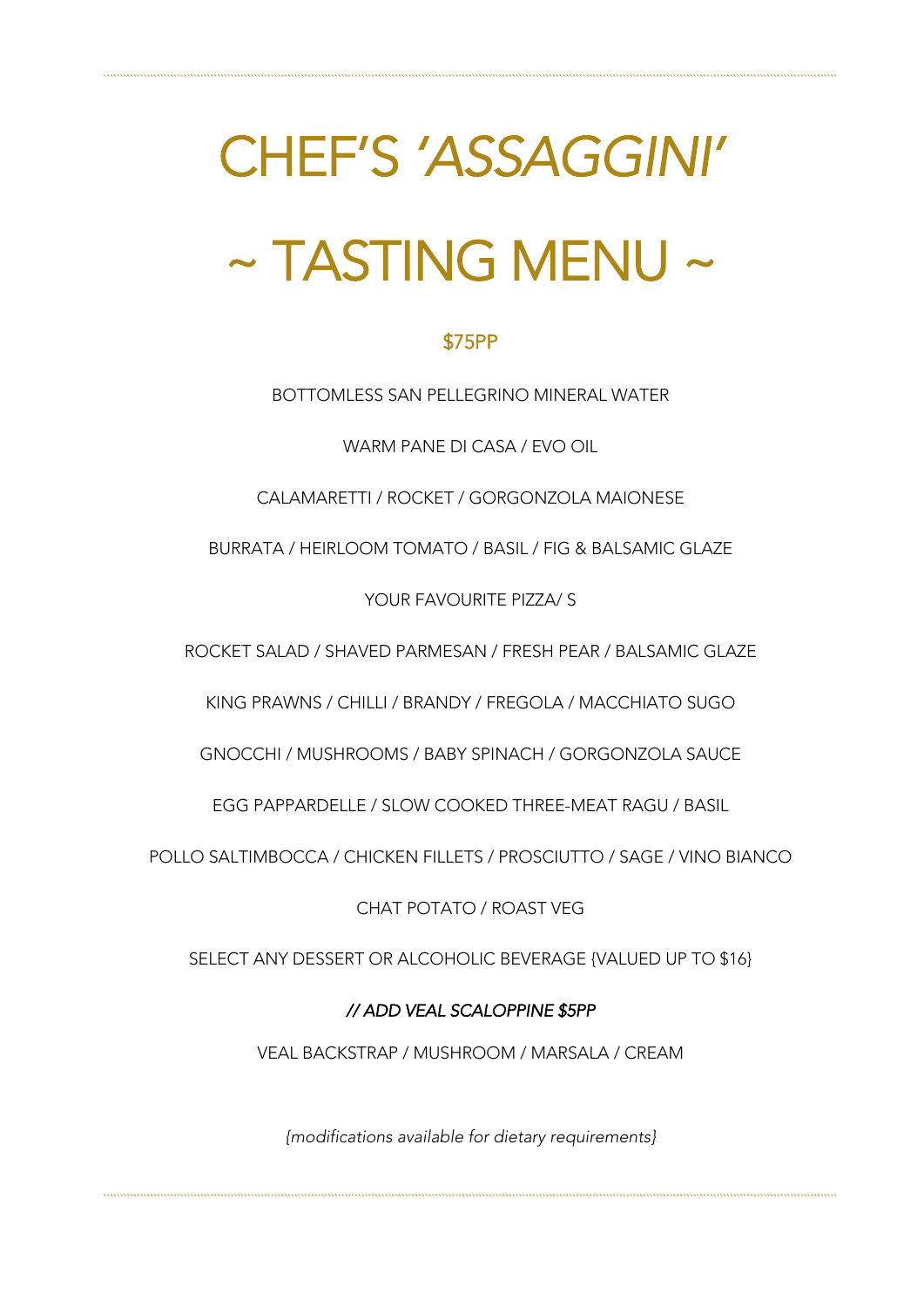# CHEF'S *'ASSAGGINI'*

# ~ TASTING MENU ~

$75PP

BOTTOMLESS SAN PELLEGRINO MINERAL WATER

WARM PANE DI CASA / EVO OIL

CALAMARETTI / ROCKET / GORGONZOLA MAIONESE

BURRATA / HEIRLOOM TOMATO / BASIL / FIG & BALSAMIC GLAZE

YOUR FAVOURITE PIZZA/ S

ROCKET SALAD / SHAVED PARMESAN / FRESH PEAR / BALSAMIC GLAZE

KING PRAWNS / CHILLI / BRANDY / FREGOLA / MACCHIATO SUGO

GNOCCHI / MUSHROOMS / BABY SPINACH / GORGONZOLA SAUCE

EGG PAPPARDELLE / SLOW COOKED THREE-MEAT RAGU / BASIL

POLLO SALTIMBOCCA / CHICKEN FILLETS / PROSCIUTTO / SAGE / VINO BIANCO

CHAT POTATO / ROAST VEG

SELECT ANY DESSERT OR ALCOHOLIC BEVERAGE {VALUED UP TO $16}

*// ADD VEAL SCALOPPINE $5PP*

VEAL BACKSTRAP / MUSHROOM / MARSALA / CREAM

*{modifications available for dietary requirements}*